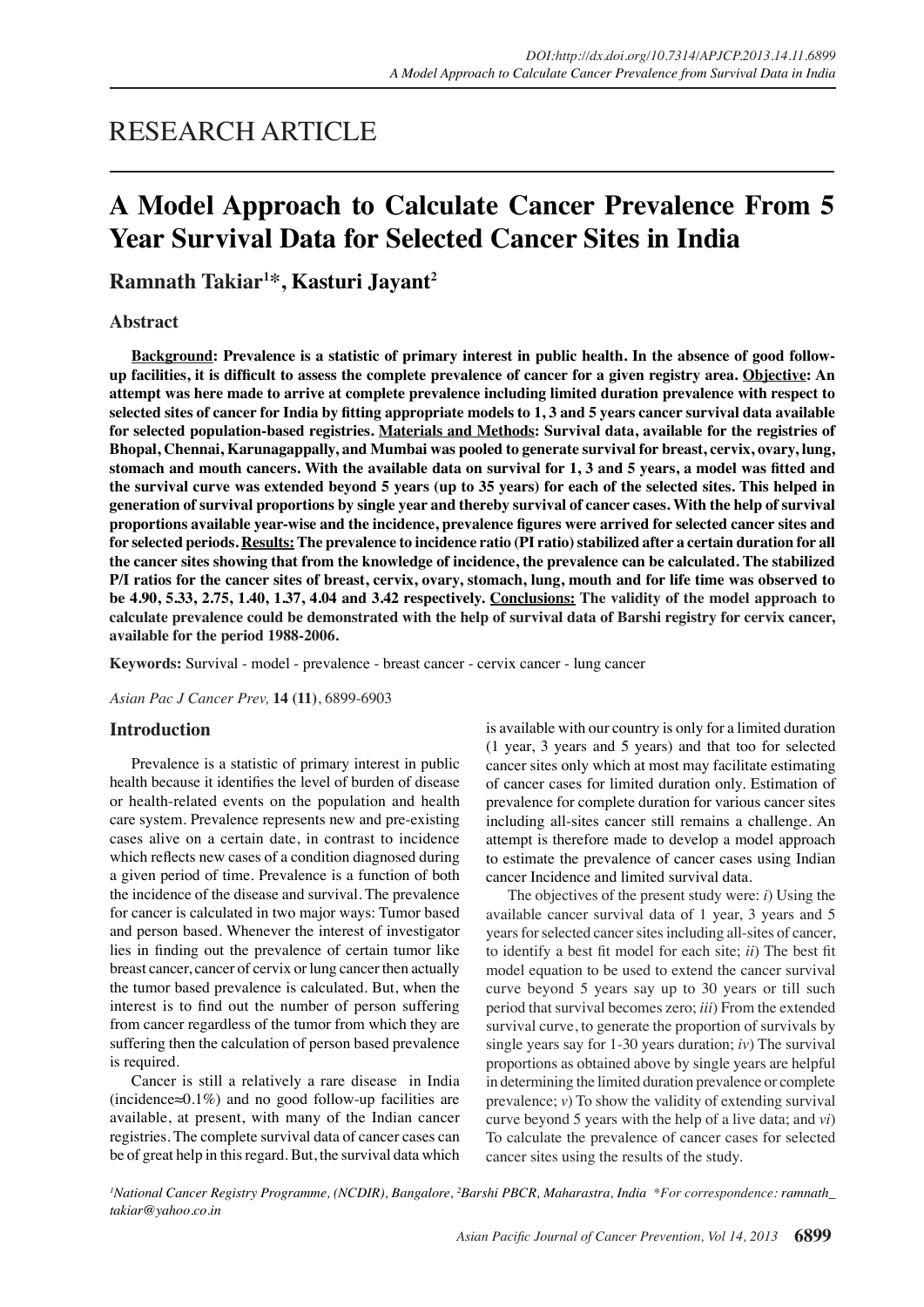# RESEARCH ARTICLE

# A Model Approach to Calculate Cancer Prevalence From 5 Year Survival Data for Selected Cancer Sites in India

**Ramnath Takiar[1]*, Kasturi Jayant[2]**

## Abstract

**<u>Background</u>: Prevalence is a statistic of primary interest in public health. In the absence of good follow-up facilities, it is difficult to assess the complete prevalence of cancer for a given registry area. <u>Objective</u>: An attempt was here made to arrive at complete prevalence including limited duration prevalence with respect to selected sites of cancer for India by fitting appropriate models to 1, 3 and 5 years cancer survival data available for selected population-based registries. <u>Materials and Methods</u>: Survival data, available for the registries of Bhopal, Chennai, Karunagappally, and Mumbai was pooled to generate survival for breast, cervix, ovary, lung, stomach and mouth cancers. With the available data on survival for 1, 3 and 5 years, a model was fitted and the survival curve was extended beyond 5 years (up to 35 years) for each of the selected sites. This helped in generation of survival proportions by single year and thereby survival of cancer cases. With the help of survival proportions available year-wise and the incidence, prevalence figures were arrived for selected cancer sites and for selected periods. <u>Results:</u> The prevalence to incidence ratio (PI ratio) stabilized after a certain duration for all the cancer sites showing that from the knowledge of incidence, the prevalence can be calculated. The stabilized P/I ratios for the cancer sites of breast, cervix, ovary, stomach, lung, mouth and for life time was observed to be 4.90, 5.33, 2.75, 1.40, 1.37, 4.04 and 3.42 respectively. <u>Conclusions:</u> The validity of the model approach to calculate prevalence could be demonstrated with the help of survival data of Barshi registry for cervix cancer, available for the period 1988-2006.**

**Keywords:** Survival - model - prevalence - breast cancer - cervix cancer - lung cancer

*Asian Pac J Cancer Prev,* **14 (11)**, 6899-6903

## Introduction

Prevalence is a statistic of primary interest in public health because it identifies the level of burden of disease or health-related events on the population and health care system. Prevalence represents new and pre-existing cases alive on a certain date, in contrast to incidence which reflects new cases of a condition diagnosed during a given period of time. Prevalence is a function of both the incidence of the disease and survival. The prevalence for cancer is calculated in two major ways: Tumor based and person based. Whenever the interest of investigator lies in finding out the prevalence of certain tumor like breast cancer, cancer of cervix or lung cancer then actually the tumor based prevalence is calculated. But, when the interest is to find out the number of person suffering from cancer regardless of the tumor from which they are suffering then the calculation of person based prevalence is required.

Cancer is still a relatively a rare disease in India (incidence≈0.1%) and no good follow-up facilities are available, at present, with many of the Indian cancer registries. The complete survival data of cancer cases can be of great help in this regard. But, the survival data which is available with our country is only for a limited duration (1 year, 3 years and 5 years) and that too for selected cancer sites only which at most may facilitate estimating of cancer cases for limited duration only. Estimation of prevalence for complete duration for various cancer sites including all-sites cancer still remains a challenge. An attempt is therefore made to develop a model approach to estimate the prevalence of cancer cases using Indian cancer Incidence and limited survival data.

The objectives of the present study were: *i*) Using the available cancer survival data of 1 year, 3 years and 5 years for selected cancer sites including all-sites of cancer, to identify a best fit model for each site; *ii*) The best fit model equation to be used to extend the cancer survival curve beyond 5 years say up to 30 years or till such period that survival becomes zero; *iii*) From the extended survival curve, to generate the proportion of survivals by single years say for 1-30 years duration; *iv*) The survival proportions as obtained above by single years are helpful in determining the limited duration prevalence or complete prevalence; *v*) To show the validity of extending survival curve beyond 5 years with the help of a live data; and *vi*) To calculate the prevalence of cancer cases for selected cancer sites using the results of the study.

[1]National Cancer Registry Programme, (NCDIR), Bangalore, [2]Barshi PBCR, Maharastra, India *For correspondence: ramnath_takiar@yahoo.co.in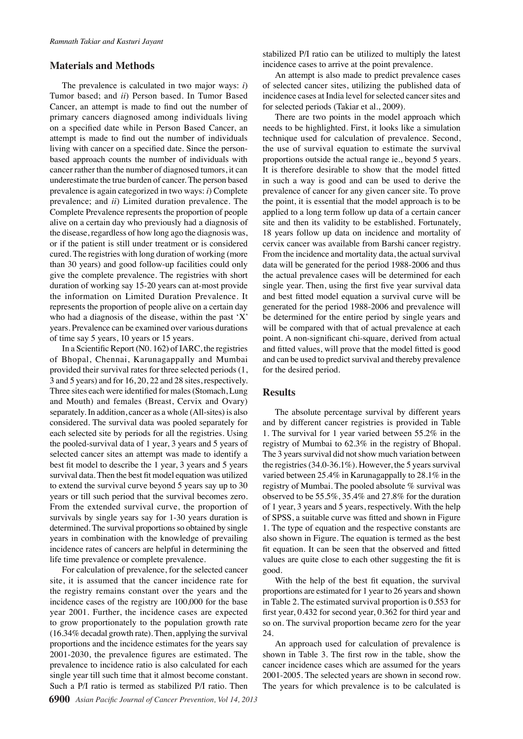## Materials and Methods

The prevalence is calculated in two major ways: *i*) Tumor based; and *ii*) Person based. In Tumor Based Cancer, an attempt is made to find out the number of primary cancers diagnosed among individuals living on a specified date while in Person Based Cancer, an attempt is made to find out the number of individuals living with cancer on a specified date. Since the person-based approach counts the number of individuals with cancer rather than the number of diagnosed tumors, it can underestimate the true burden of cancer. The person based prevalence is again categorized in two ways: *i*) Complete prevalence; and *ii*) Limited duration prevalence. The Complete Prevalence represents the proportion of people alive on a certain day who previously had a diagnosis of the disease, regardless of how long ago the diagnosis was, or if the patient is still under treatment or is considered cured. The registries with long duration of working (more than 30 years) and good follow-up facilities could only give the complete prevalence. The registries with short duration of working say 15-20 years can at-most provide the information on Limited Duration Prevalence. It represents the proportion of people alive on a certain day who had a diagnosis of the disease, within the past 'X' years. Prevalence can be examined over various durations of time say 5 years, 10 years or 15 years.

In a Scientific Report (N0. 162) of IARC, the registries of Bhopal, Chennai, Karunagappally and Mumbai provided their survival rates for three selected periods (1, 3 and 5 years) and for 16, 20, 22 and 28 sites, respectively. Three sites each were identified for males (Stomach, Lung and Mouth) and females (Breast, Cervix and Ovary) separately. In addition, cancer as a whole (All-sites) is also considered. The survival data was pooled separately for each selected site by periods for all the registries. Using the pooled-survival data of 1 year, 3 years and 5 years of selected cancer sites an attempt was made to identify a best fit model to describe the 1 year, 3 years and 5 years survival data. Then the best fit model equation was utilized to extend the survival curve beyond 5 years say up to 30 years or till such period that the survival becomes zero. From the extended survival curve, the proportion of survivals by single years say for 1-30 years duration is determined. The survival proportions so obtained by single years in combination with the knowledge of prevailing incidence rates of cancers are helpful in determining the life time prevalence or complete prevalence.

For calculation of prevalence, for the selected cancer site, it is assumed that the cancer incidence rate for the registry remains constant over the years and the incidence cases of the registry are 100,000 for the base year 2001. Further, the incidence cases are expected to grow proportionately to the population growth rate (16.34% decadal growth rate). Then, applying the survival proportions and the incidence estimates for the years say 2001-2030, the prevalence figures are estimated. The prevalence to incidence ratio is also calculated for each single year till such time that it almost become constant. Such a P/I ratio is termed as stabilized P/I ratio. Then stabilized P/I ratio can be utilized to multiply the latest incidence cases to arrive at the point prevalence.

An attempt is also made to predict prevalence cases of selected cancer sites, utilizing the published data of incidence cases at India level for selected cancer sites and for selected periods (Takiar et al., 2009).

There are two points in the model approach which needs to be highlighted. First, it looks like a simulation technique used for calculation of prevalence. Second, the use of survival equation to estimate the survival proportions outside the actual range ie., beyond 5 years. It is therefore desirable to show that the model fitted in such a way is good and can be used to derive the prevalence of cancer for any given cancer site. To prove the point, it is essential that the model approach is to be applied to a long term follow up data of a certain cancer site and then its validity to be established. Fortunately, 18 years follow up data on incidence and mortality of cervix cancer was available from Barshi cancer registry. From the incidence and mortality data, the actual survival data will be generated for the period 1988-2006 and thus the actual prevalence cases will be determined for each single year. Then, using the first five year survival data and best fitted model equation a survival curve will be generated for the period 1988-2006 and prevalence will be determined for the entire period by single years and will be compared with that of actual prevalence at each point. A non-significant chi-square, derived from actual and fitted values, will prove that the model fitted is good and can be used to predict survival and thereby prevalence for the desired period.

## Results

The absolute percentage survival by different years and by different cancer registries is provided in Table 1. The survival for 1 year varied between 55.2% in the registry of Mumbai to 62.3% in the registry of Bhopal. The 3 years survival did not show much variation between the registries (34.0-36.1%). However, the 5 years survival varied between 25.4% in Karunagappally to 28.1% in the registry of Mumbai. The pooled absolute % survival was observed to be 55.5%, 35.4% and 27.8% for the duration of 1 year, 3 years and 5 years, respectively. With the help of SPSS, a suitable curve was fitted and shown in Figure 1. The type of equation and the respective constants are also shown in Figure. The equation is termed as the best fit equation. It can be seen that the observed and fitted values are quite close to each other suggesting the fit is good.

With the help of the best fit equation, the survival proportions are estimated for 1 year to 26 years and shown in Table 2. The estimated survival proportion is 0.553 for first year, 0.432 for second year, 0.362 for third year and so on. The survival proportion became zero for the year 24.

An approach used for calculation of prevalence is shown in Table 3. The first row in the table, show the cancer incidence cases which are assumed for the years 2001-2005. The selected years are shown in second row. The years for which prevalence is to be calculated is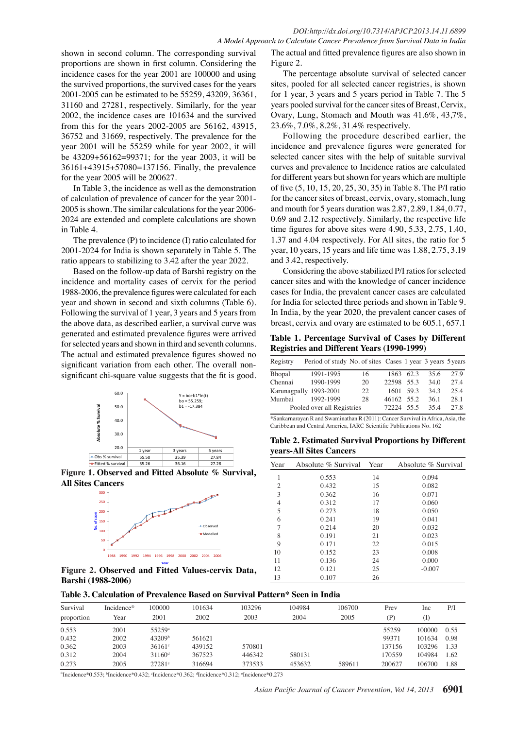shown in second column. The corresponding survival proportions are shown in first column. Considering the incidence cases for the year 2001 are 100000 and using the survived proportions, the survived cases for the years 2001-2005 can be estimated to be 55259, 43209, 36361, 31160 and 27281, respectively. Similarly, for the year 2002, the incidence cases are 101634 and the survived from this for the years 2002-2005 are 56162, 43915, 36752 and 31669, respectively. The prevalence for the year 2001 will be 55259 while for year 2002, it will be 43209+56162=99371; for the year 2003, it will be 36161+43915+57080=137156. Finally, the prevalence for the year 2005 will be 200627.

In Table 3, the incidence as well as the demonstration of calculation of prevalence of cancer for the year 2001-2005 is shown. The similar calculations for the year 2006-2024 are extended and complete calculations are shown in Table 4.

The prevalence (P) to incidence (I) ratio calculated for 2001-2024 for India is shown separately in Table 5. The ratio appears to stabilizing to 3.42 after the year 2022.

Based on the follow-up data of Barshi registry on the incidence and mortality cases of cervix for the period 1988-2006, the prevalence figures were calculated for each year and shown in second and sixth columns (Table 6). Following the survival of 1 year, 3 years and 5 years from the above data, as described earlier, a survival curve was generated and estimated prevalence figures were arrived for selected years and shown in third and seventh columns. The actual and estimated prevalence figures showed no significant variation from each other. The overall non-significant chi-square value suggests that the fit is good.

| | 1 year | 3 years | 5 years |
|---|---|---|---|
| Obs % survival | 55.50 | 35.39 | 27.84 |
| Fitted % survival | 55.26 | 36.16 | 27.28 |

Y = bo+b1*ln(t)
bo = 55.259;
b1 = -17.384

**Figure 1. Observed and Fitted Absolute % Survival, All Sites Cancers**

**Figure 2. Observed and Fitted Values-cervix Data, Barshi (1988-2006)**

The actual and fitted prevalence figures are also shown in Figure 2.

The percentage absolute survival of selected cancer sites, pooled for all selected cancer registries, is shown for 1 year, 3 years and 5 years period in Table 7. The 5 years pooled survival for the cancer sites of Breast, Cervix, Ovary, Lung, Stomach and Mouth was 41.6%, 43,7%, 23.6%, 7.0%, 8.2%, 31.4% respectively.

Following the procedure described earlier, the incidence and prevalence figures were generated for selected cancer sites with the help of suitable survival curves and prevalence to Incidence ratios are calculated for different years but shown for years which are multiple of five (5, 10, 15, 20, 25, 30, 35) in Table 8. The P/I ratio for the cancer sites of breast, cervix, ovary, stomach, lung and mouth for 5 years duration was 2.87, 2.89, 1.84, 0.77, 0.69 and 2.12 respectively. Similarly, the respective life time figures for above sites were 4.90, 5.33, 2.75, 1.40, 1.37 and 4.04 respectively. For All sites, the ratio for 5 year, 10 years, 15 years and life time was 1.88, 2.75, 3.19 and 3.42, respectively.

Considering the above stabilized P/I ratios for selected cancer sites and with the knowledge of cancer incidence cases for India, the prevalent cancer cases are calculated for India for selected three periods and shown in Table 9. In India, by the year 2020, the prevalent cancer cases of breast, cervix and ovary are estimated to be 605.1, 657.1

**Table 1. Percentage Survival of Cases by Different Registries and Different Years (1990-1999)**

| Registry | Period of study | No. of sites | Cases | 1 year | 3 years | 5 years |
|---|---|---|---|---|---|---|
| Bhopal | 1991-1995 | 16 | 1863 | 62.3 | 35.6 | 27.9 |
| Chennai | 1990-1999 | 20 | 22598 | 55.3 | 34.0 | 27.4 |
| Karunagpally | 1993-2001 | 22 | 1601 | 59.3 | 34.3 | 25.4 |
| Mumbai | 1992-1999 | 28 | 46162 | 55.2 | 36.1 | 28.1 |
| Pooled over all Registries | | | 72224 | 55.5 | 35.4 | 27.8 |

*Sankarnarayan R and Swaminathan R (2011): Cancer Survival in Africa, Asia, the Caribbean and Central America, IARC Scientific Publications No. 162

**Table 2. Estimated Survival Proportions by Different years-All Sites Cancers**

| Year | Absolute % Survival | Year | Absolute % Survival |
|---|---|---|---|
| 1 | 0.553 | 14 | 0.094 |
| 2 | 0.432 | 15 | 0.082 |
| 3 | 0.362 | 16 | 0.071 |
| 4 | 0.312 | 17 | 0.060 |
| 5 | 0.273 | 18 | 0.050 |
| 6 | 0.241 | 19 | 0.041 |
| 7 | 0.214 | 20 | 0.032 |
| 8 | 0.191 | 21 | 0.023 |
| 9 | 0.171 | 22 | 0.015 |
| 10 | 0.152 | 23 | 0.008 |
| 11 | 0.136 | 24 | 0.000 |
| 12 | 0.121 | 25 | -0.007 |
| 13 | 0.107 | 26 | |

**Table 3. Calculation of Prevalence Based on Survival Pattern* Seen in India**

| Survival proportion | Incidence® Year | 100000 2001 | 101634 2002 | 103296 2003 | 104984 2004 | 106700 2005 | Prev (P) | Inc (I) | P/I |
|---|---|---|---|---|---|---|---|---|---|
| 0.553 | 2001 | 55259[a] | | | | | 55259 | 100000 | 0.55 |
| 0.432 | 2002 | 43209[b] | 561621 | | | | 99371 | 101634 | 0.98 |
| 0.362 | 2003 | 36161[c] | 439152 | 570801 | | | 137156 | 103296 | 1.33 |
| 0.312 | 2004 | 31160[d] | 367523 | 446342 | 580131 | | 170559 | 104984 | 1.62 |
| 0.273 | 2005 | 27281[e] | 316694 | 373533 | 453632 | 589611 | 200627 | 106700 | 1.88 |

[a]Incidence*0.553; [b]Incidence*0.432; [c]Incidence*0.362; [d]Incidence*0.312; [e]Incidence*0.273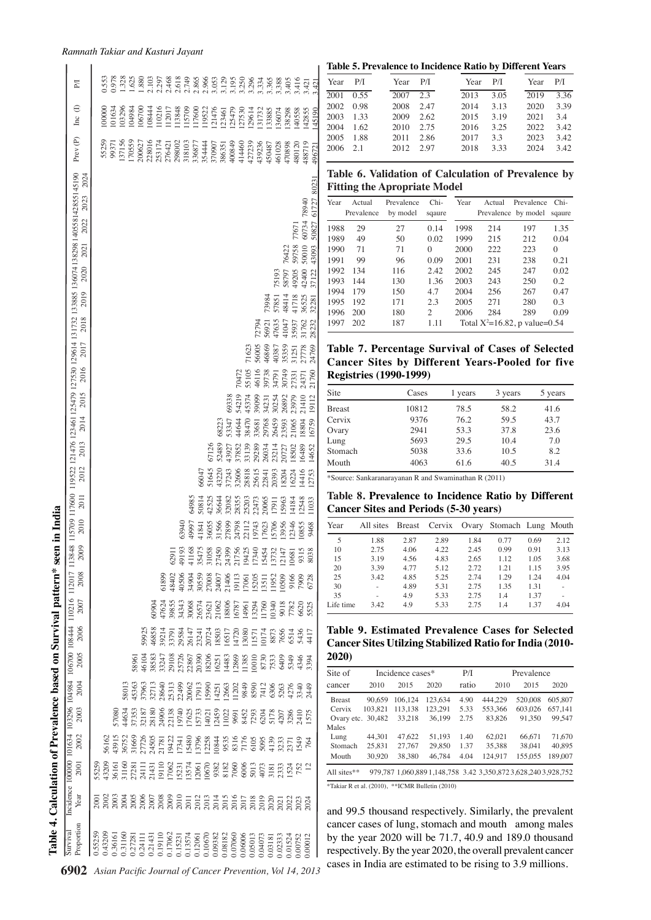**Table 4. Calculation of Prevalence based on Survival pattern* seen in India**

| Survival Proportion | Incidence | 100000 | 101634 | 103296 | 104984 | 106700 | 108444 | 110216 | 112017 | 113848 | 115709 | 117600 | 119522 | 121476 | 123461 | 125479 | 127530 | 129614 | 131732 | 133885 | 136074 | 138298 | 140558 | 142855 | 145190 | Prev (P) | Inc (I) | P/I |
|---|---|---|---|---|---|---|---|---|---|---|---|---|---|---|---|---|---|---|---|---|---|---|---|---|---|---|---|---|
| | Year | 2001 | 2002 | 2003 | 2004 | 2005 | 2006 | 2007 | 2008 | 2009 | 2010 | 2011 | 2012 | 2013 | 2014 | 2015 | 2016 | 2017 | 2018 | 2019 | 2020 | 2021 | 2022 | 2023 | 2024 | | | |
| 0.55259 | 2001 | 55259 | | | | | | | | | | | | | | | | | | | | | | | | 55259 | 100000 | 0.553 |
| 0.43209 | 2002 | 43209 | 56162 | | | | | | | | | | | | | | | | | | | | | | | 99371 | 101634 | 0.978 |
| 0.36161 | 2003 | 36161 | 43915 | 57080 | | | | | | | | | | | | | | | | | | | | | | 137156 | 103296 | 1.328 |
| 0.31160 | 2004 | 31160 | 36752 | 44634 | 58013 | | | | | | | | | | | | | | | | | | | | | 170559 | 104984 | 1.625 |
| 0.27281 | 2005 | 27281 | 31669 | 37353 | 45363 | 58961 | | | | | | | | | | | | | | | | | | | | 200627 | 106700 | 1.880 |
| 0.24111 | 2006 | 24111 | 27726 | 32187 | 37963 | 46104 | 59925 | | | | | | | | | | | | | | | | | | | 228016 | 108444 | 2.103 |
| 0.21431 | 2007 | 21431 | 24505 | 28180 | 32713 | 38583 | 46858 | 60904 | | | | | | | | | | | | | | | | | | 253174 | 110216 | 2.297 |
| 0.19110 | 2008 | 19110 | 21781 | 24906 | 28640 | 33247 | 39214 | 47624 | 61899 | | | | | | | | | | | | | | | | | 276421 | 112017 | 2.468 |
| 0.17062 | 2009 | 17062 | 19422 | 22138 | 25313 | 29108 | 33791 | 39855 | 48402 | 62911 | | | | | | | | | | | | | | | | 298002 | 113848 | 2.618 |
| 0.15231 | 2010 | 15231 | 17341 | 19740 | 22499 | 25726 | 29584 | 34343 | 40506 | 49193 | 63940 | | | | | | | | | | | | | | | 318103 | 115709 | 2.749 |
| 0.13574 | 2011 | 13574 | 15480 | 17625 | 20062 | 22867 | 26147 | 30068 | 34904 | 41168 | 49997 | 64985 | | | | | | | | | | | | | | 336877 | 117600 | 2.865 |
| 0.12061 | 2012 | 12061 | 13796 | 15733 | 17913 | 20390 | 23241 | 26574 | 30559 | 35475 | 41841 | 50814 | 66047 | | | | | | | | | | | | | 354444 | 119522 | 2.966 |
| 0.10670 | 2013 | 10670 | 12258 | 14021 | 15990 | 18206 | 20724 | 23621 | 27008 | 31058 | 36055 | 42525 | 51645 | 67126 | | | | | | | | | | | | 370907 | 121476 | 3.053 |
| 0.09382 | 2014 | 9382 | 10844 | 12459 | 14251 | 16251 | 18503 | 21062 | 24007 | 27450 | 31566 | 36644 | 43220 | 52489 | 68223 | | | | | | | | | | | 386351 | 123461 | 3.129 |
| 0.08182 | 2015 | 8182 | 9535 | 11022 | 12663 | 14483 | 16517 | 18806 | 21406 | 24399 | 27899 | 32082 | 37243 | 43927 | 53347 | 69338 | | | | | | | | | | 400849 | 125479 | 3.195 |
| 0.07060 | 2016 | 7060 | 8316 | 9691 | 11202 | 12869 | 14720 | 16787 | 19113 | 21756 | 24798 | 28355 | 32606 | 37852 | 44644 | 54219 | 70472 | | | | | | | | | 414460 | 127530 | 3.250 |
| 0.06006 | 2017 | 6006 | 7176 | 8452 | 9849 | 11385 | 13080 | 14961 | 17061 | 19425 | 22112 | 25203 | 28818 | 33139 | 38470 | 45374 | 55105 | 71623 | | | | | | | | 427239 | 129614 | 3.296 |
| 0.05013 | 2018 | 5013 | 6105 | 7293 | 8590 | 10010 | 11571 | 13294 | 15205 | 17340 | 19743 | 22473 | 25615 | 29289 | 33681 | 39099 | 46116 | 56005 | 72794 | | | | | | | 439236 | 131732 | 3.334 |
| 0.04073 | 2019 | 4073 | 5095 | 6204 | 7412 | 8730 | 10174 | 11760 | 13511 | 15454 | 17623 | 20065 | 22841 | 26034 | 29768 | 34231 | 39738 | 46869 | 56921 | 73984 | | | | | | 450487 | 133885 | 3.365 |
| 0.03181 | 2020 | 3181 | 4139 | 5178 | 6306 | 7533 | 8873 | 10340 | 11952 | 13732 | 15706 | 17911 | 20393 | 23214 | 26459 | 30254 | 34791 | 40387 | 47635 | 57851 | 75193 | | | | | 461028 | 136074 | 3.388 |
| 0.02333 | 2021 | 2333 | 3233 | 4207 | 5263 | 6409 | 7656 | 9018 | 10509 | 12147 | 13956 | 15963 | 18204 | 20727 | 23593 | 26892 | 30749 | 35359 | 41047 | 48414 | 58797 | 76422 | | | | 470898 | 138298 | 3.405 |
| 0.01524 | 2022 | 1524 | 2371 | 3286 | 4276 | 5349 | 6514 | 7782 | 9166 | 10681 | 12346 | 14184 | 16224 | 18502 | 21065 | 23979 | 27331 | 31251 | 35937 | 41718 | 49205 | 59758 | 77671 | | | 480120 | 140558 | 3.416 |
| 0.00752 | 2023 | 752 | 1549 | 2410 | 3340 | 4346 | 5436 | 6620 | 7909 | 9315 | 10855 | 12548 | 14416 | 16489 | 18804 | 21410 | 24371 | 27778 | 31762 | 36525 | 42400 | 50010 | 60734 | 78940 | | 488719 | 142855 | 3.421 |
| 0.00012 | 2024 | 12 | 764 | 1575 | 2449 | 3394 | 4417 | 5525 | 6728 | 8038 | 9468 | 11033 | 12753 | 14652 | 16759 | 19112 | 21760 | 24769 | 28232 | 32281 | 37122 | 43093 | 50827 | 61727 | 80231 | 496721 | 145190 | 3.421 |

**Table 5. Prevalence to Incidence Ratio by Different Years**

| Year | P/I | Year | P/I | Year | P/I | Year | P/I |
|---|---|---|---|---|---|---|---|
| 2001 | 0.55 | 2007 | 2.3 | 2013 | 3.05 | 2019 | 3.36 |
| 2002 | 0.98 | 2008 | 2.47 | 2014 | 3.13 | 2020 | 3.39 |
| 2003 | 1.33 | 2009 | 2.62 | 2015 | 3.19 | 2021 | 3.4 |
| 2004 | 1.62 | 2010 | 2.75 | 2016 | 3.25 | 2022 | 3.42 |
| 2005 | 1.88 | 2011 | 2.86 | 2017 | 3.3 | 2023 | 3.42 |
| 2006 | 2.1 | 2012 | 2.97 | 2018 | 3.33 | 2024 | 3.42 |

**Table 6. Validation of Calculation of Prevalence by Fitting the Apropriate Model**

| Year | Actual Prevalence | Prevalence by model | Chi-sqaure | Year | Actual Prevalence | Prevalence by model | Chi-sqaure |
|---|---|---|---|---|---|---|---|
| 1988 | 29 | 27 | 0.14 | 1998 | 214 | 197 | 1.35 |
| 1989 | 49 | 50 | 0.02 | 1999 | 215 | 212 | 0.04 |
| 1990 | 71 | 71 | 0 | 2000 | 222 | 223 | 0 |
| 1991 | 99 | 96 | 0.09 | 2001 | 231 | 238 | 0.21 |
| 1992 | 134 | 116 | 2.42 | 2002 | 245 | 247 | 0.02 |
| 1993 | 144 | 130 | 1.36 | 2003 | 243 | 250 | 0.2 |
| 1994 | 179 | 150 | 4.7 | 2004 | 256 | 267 | 0.47 |
| 1995 | 192 | 171 | 2.3 | 2005 | 271 | 280 | 0.3 |
| 1996 | 200 | 180 | 2 | 2006 | 284 | 289 | 0.09 |
| 1997 | 202 | 187 | 1.11 | Total $X^2$=16.82, p value=0.54 | | | |

**Table 7. Percentage Survival of Cases of Selected Cancer Sites by Different Years-Pooled for five Registries (1990-1999)**

| Site | Cases | 1 years | 3 years | 5 years |
|---|---|---|---|---|
| Breast | 10812 | 78.5 | 58.2 | 41.6 |
| Cervix | 9376 | 76.2 | 59.5 | 43.7 |
| Ovary | 2941 | 53.3 | 37.8 | 23.6 |
| Lung | 5693 | 29.5 | 10.4 | 7.0 |
| Stomach | 5038 | 33.6 | 10.5 | 8.2 |
| Mouth | 4063 | 61.6 | 40.5 | 31.4 |

*Source: Sankaranarayanan R and Swaminathan R (2011)

**Table 8. Prevalence to Incidence Ratio by Different Cancer Sites and Periods (5-30 years)**

| Year | All sites | Breast | Cervix | Ovary | Stomach | Lung | Mouth |
|---|---|---|---|---|---|---|---|
| 5 | 1.88 | 2.87 | 2.89 | 1.84 | 0.77 | 0.69 | 2.12 |
| 10 | 2.75 | 4.06 | 4.22 | 2.45 | 0.99 | 0.91 | 3.13 |
| 15 | 3.19 | 4.56 | 4.83 | 2.65 | 1.12 | 1.05 | 3.68 |
| 20 | 3.39 | 4.77 | 5.12 | 2.72 | 1.21 | 1.15 | 3.95 |
| 25 | 3.42 | 4.85 | 5.25 | 2.74 | 1.29 | 1.24 | 4.04 |
| 30 | - | 4.89 | 5.31 | 2.75 | 1.35 | 1.31 | - |
| 35 | - | 4.9 | 5.33 | 2.75 | 1.4 | 1.37 | - |
| Life time | 3.42 | 4.9 | 5.33 | 2.75 | 1.4 | 1.37 | 4.04 |

**Table 9. Estimated Prevalence Cases for Selected Cancer Sites Utilzing Stabilized Ratio for India (2010-2020)**

| Site of cancer | Incidence cases* | | | P/I ratio | Prevalence | | |
|---|---|---|---|---|---|---|---|
| | 2010 | 2015 | 2020 | | 2010 | 2015 | 2020 |
| Breast | 90,659 | 106,124 | 123,634 | 4.90 | 444,229 | 520,008 | 605,807 |
| Cervix | 103,821 | 113,138 | 123,291 | 5.33 | 553,366 | 603,026 | 657,141 |
| Ovary etc. | 30,482 | 33,218 | 36,199 | 2.75 | 83,826 | 91,350 | 99,547 |
| Males | | | | | | | |
| Lung | 44,301 | 47,622 | 51,193 | 1.40 | 62,021 | 66,671 | 71,670 |
| Stomach | 25,831 | 27,767 | 29,850 | 1.37 | 35,388 | 38,041 | 40,895 |
| Mouth | 30,920 | 38,380 | 46,784 | 4.04 | 124,917 | 155,055 | 189,007 |
| All sites** | 979,787 | 1,060,889 | 1,148,758 | 3.42 | 3,350,872 | 3,628,240 | 3,928,752 |

*Takiar R et al. (2010), **ICMR Bulletin (2010)

and 99.5 thousand respectively. Similarly, the prevalent cancer cases of lung, stomach and mouth among males by the year 2020 will be 71.7, 40.9 and 189.0 thousand respectively. By the year 2020, the overall prevalent cancer cases in India are estimated to be rising to 3.9 millions.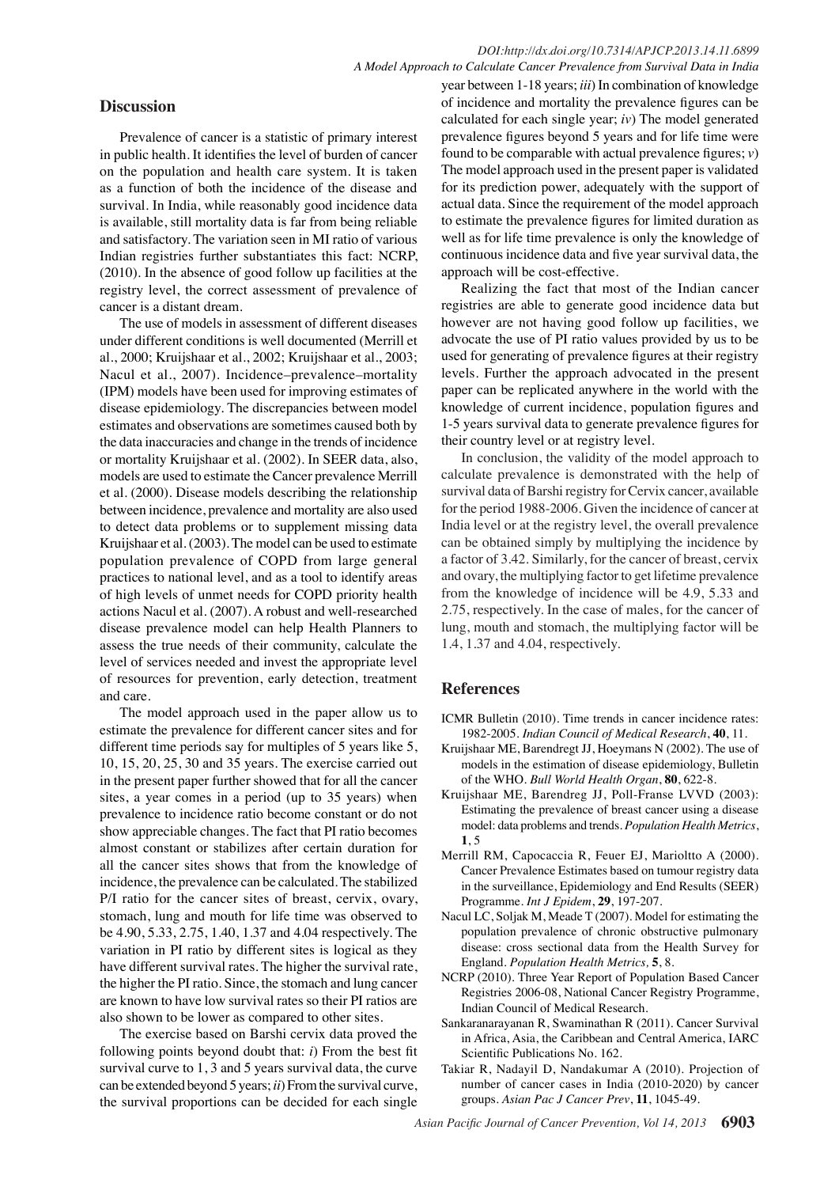## Discussion

Prevalence of cancer is a statistic of primary interest in public health. It identifies the level of burden of cancer on the population and health care system. It is taken as a function of both the incidence of the disease and survival. In India, while reasonably good incidence data is available, still mortality data is far from being reliable and satisfactory. The variation seen in MI ratio of various Indian registries further substantiates this fact: NCRP, (2010). In the absence of good follow up facilities at the registry level, the correct assessment of prevalence of cancer is a distant dream.

The use of models in assessment of different diseases under different conditions is well documented (Merrill et al., 2000; Kruijshaar et al., 2002; Kruijshaar et al., 2003; Nacul et al., 2007). Incidence–prevalence–mortality (IPM) models have been used for improving estimates of disease epidemiology. The discrepancies between model estimates and observations are sometimes caused both by the data inaccuracies and change in the trends of incidence or mortality Kruijshaar et al. (2002). In SEER data, also, models are used to estimate the Cancer prevalence Merrill et al. (2000). Disease models describing the relationship between incidence, prevalence and mortality are also used to detect data problems or to supplement missing data Kruijshaar et al. (2003). The model can be used to estimate population prevalence of COPD from large general practices to national level, and as a tool to identify areas of high levels of unmet needs for COPD priority health actions Nacul et al. (2007). A robust and well-researched disease prevalence model can help Health Planners to assess the true needs of their community, calculate the level of services needed and invest the appropriate level of resources for prevention, early detection, treatment and care.

The model approach used in the paper allow us to estimate the prevalence for different cancer sites and for different time periods say for multiples of 5 years like 5, 10, 15, 20, 25, 30 and 35 years. The exercise carried out in the present paper further showed that for all the cancer sites, a year comes in a period (up to 35 years) when prevalence to incidence ratio become constant or do not show appreciable changes. The fact that PI ratio becomes almost constant or stabilizes after certain duration for all the cancer sites shows that from the knowledge of incidence, the prevalence can be calculated. The stabilized P/I ratio for the cancer sites of breast, cervix, ovary, stomach, lung and mouth for life time was observed to be 4.90, 5.33, 2.75, 1.40, 1.37 and 4.04 respectively. The variation in PI ratio by different sites is logical as they have different survival rates. The higher the survival rate, the higher the PI ratio. Since, the stomach and lung cancer are known to have low survival rates so their PI ratios are also shown to be lower as compared to other sites.

The exercise based on Barshi cervix data proved the following points beyond doubt that: *i*) From the best fit survival curve to 1, 3 and 5 years survival data, the curve can be extended beyond 5 years; *ii*) From the survival curve, the survival proportions can be decided for each single year between 1-18 years; *iii*) In combination of knowledge of incidence and mortality the prevalence figures can be calculated for each single year; *iv*) The model generated prevalence figures beyond 5 years and for life time were found to be comparable with actual prevalence figures; *v*) The model approach used in the present paper is validated for its prediction power, adequately with the support of actual data. Since the requirement of the model approach to estimate the prevalence figures for limited duration as well as for life time prevalence is only the knowledge of continuous incidence data and five year survival data, the approach will be cost-effective.

Realizing the fact that most of the Indian cancer registries are able to generate good incidence data but however are not having good follow up facilities, we advocate the use of PI ratio values provided by us to be used for generating of prevalence figures at their registry levels. Further the approach advocated in the present paper can be replicated anywhere in the world with the knowledge of current incidence, population figures and 1-5 years survival data to generate prevalence figures for their country level or at registry level.

In conclusion, the validity of the model approach to calculate prevalence is demonstrated with the help of survival data of Barshi registry for Cervix cancer, available for the period 1988-2006. Given the incidence of cancer at India level or at the registry level, the overall prevalence can be obtained simply by multiplying the incidence by a factor of 3.42. Similarly, for the cancer of breast, cervix and ovary, the multiplying factor to get lifetime prevalence from the knowledge of incidence will be 4.9, 5.33 and 2.75, respectively. In the case of males, for the cancer of lung, mouth and stomach, the multiplying factor will be 1.4, 1.37 and 4.04, respectively.

## References

ICMR Bulletin (2010). Time trends in cancer incidence rates: 1982-2005. *Indian Council of Medical Research*, **40**, 11.

Kruijshaar ME, Barendregt JJ, Hoeymans N (2002). The use of models in the estimation of disease epidemiology, Bulletin of the WHO. *Bull World Health Organ*, **80**, 622-8.

Kruijshaar ME, Barendreg JJ, Poll-Franse LVVD (2003): Estimating the prevalence of breast cancer using a disease model: data problems and trends. *Population Health Metrics*, **1**, 5

Merrill RM, Capocaccia R, Feuer EJ, Marioltto A (2000). Cancer Prevalence Estimates based on tumour registry data in the surveillance, Epidemiology and End Results (SEER) Programme. *Int J Epidem*, **29**, 197-207.

Nacul LC, Soljak M, Meade T (2007). Model for estimating the population prevalence of chronic obstructive pulmonary disease: cross sectional data from the Health Survey for England. *Population Health Metrics,* **5**, 8.

NCRP (2010). Three Year Report of Population Based Cancer Registries 2006-08, National Cancer Registry Programme, Indian Council of Medical Research.

Sankaranarayanan R, Swaminathan R (2011). Cancer Survival in Africa, Asia, the Caribbean and Central America, IARC Scientific Publications No. 162.

Takiar R, Nadayil D, Nandakumar A (2010). Projection of number of cancer cases in India (2010-2020) by cancer groups. *Asian Pac J Cancer Prev*, **11**, 1045-49.